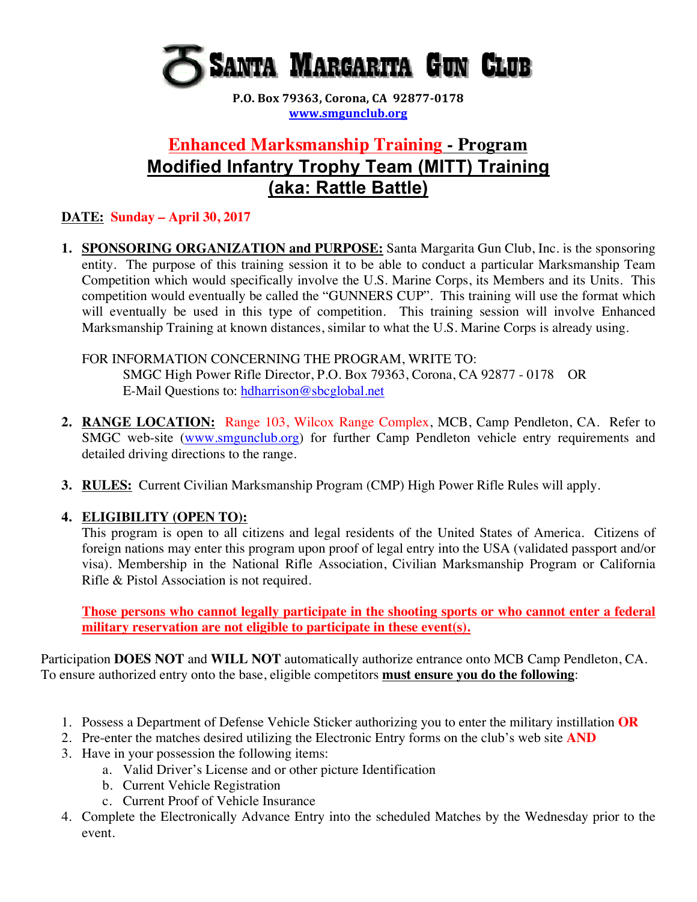# Santa Margarita Gun Club

**P.O. Box 79363, Corona, CA 92877-0178**
**www.smgunclub.org**

## Enhanced Marksmanship Training - Program
## Modified Infantry Trophy Team (MITT) Training
## (aka: Rattle Battle)

**DATE:** **Sunday – April 30, 2017**

1. **SPONSORING ORGANIZATION and PURPOSE:** Santa Margarita Gun Club, Inc. is the sponsoring entity. The purpose of this training session it to be able to conduct a particular Marksmanship Team Competition which would specifically involve the U.S. Marine Corps, its Members and its Units. This competition would eventually be called the "GUNNERS CUP". This training will use the format which will eventually be used in this type of competition. This training session will involve Enhanced Marksmanship Training at known distances, similar to what the U.S. Marine Corps is already using.

   FOR INFORMATION CONCERNING THE PROGRAM, WRITE TO:
   SMGC High Power Rifle Director, P.O. Box 79363, Corona, CA 92877 - 0178 OR
   E-Mail Questions to: hdharrison@sbcglobal.net

2. **RANGE LOCATION:** Range 103, Wilcox Range Complex, MCB, Camp Pendleton, CA. Refer to SMGC web-site (www.smgunclub.org) for further Camp Pendleton vehicle entry requirements and detailed driving directions to the range.

3. **RULES:** Current Civilian Marksmanship Program (CMP) High Power Rifle Rules will apply.

4. **ELIGIBILITY (OPEN TO):**
   This program is open to all citizens and legal residents of the United States of America. Citizens of foreign nations may enter this program upon proof of legal entry into the USA (validated passport and/or visa). Membership in the National Rifle Association, Civilian Marksmanship Program or California Rifle & Pistol Association is not required.

   **Those persons who cannot legally participate in the shooting sports or who cannot enter a federal military reservation are not eligible to participate in these event(s).**

Participation **DOES NOT** and **WILL NOT** automatically authorize entrance onto MCB Camp Pendleton, CA. To ensure authorized entry onto the base, eligible competitors **must ensure you do the following**:

1. Possess a Department of Defense Vehicle Sticker authorizing you to enter the military installation **OR**
2. Pre-enter the matches desired utilizing the Electronic Entry forms on the club's web site **AND**
3. Have in your possession the following items:
   a. Valid Driver's License and or other picture Identification
   b. Current Vehicle Registration
   c. Current Proof of Vehicle Insurance
4. Complete the Electronically Advance Entry into the scheduled Matches by the Wednesday prior to the event.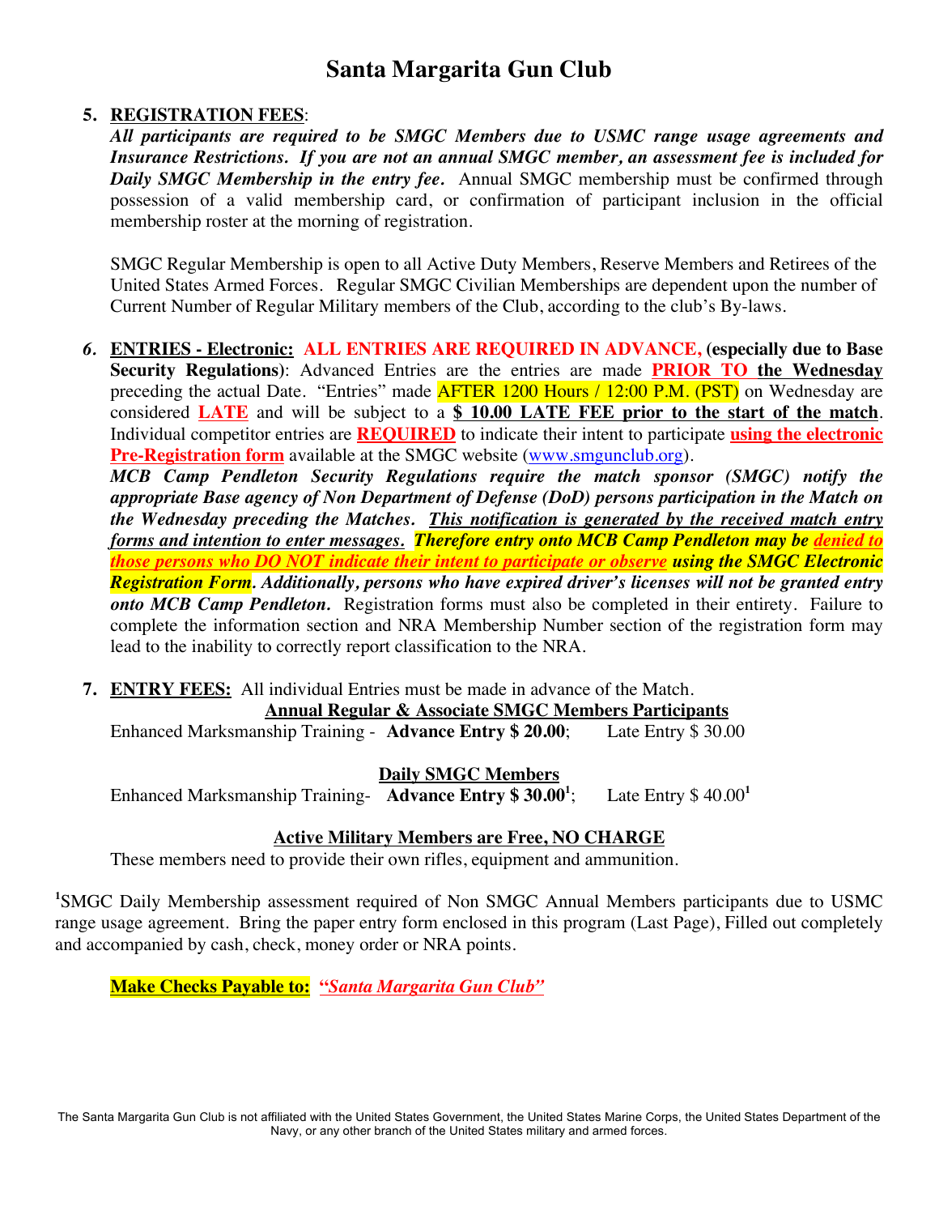# Santa Margarita Gun Club

5. **REGISTRATION FEES**:
   ***All participants are required to be SMGC Members due to USMC range usage agreements and Insurance Restrictions. If you are not an annual SMGC member, an assessment fee is included for Daily SMGC Membership in the entry fee.*** Annual SMGC membership must be confirmed through possession of a valid membership card, or confirmation of participant inclusion in the official membership roster at the morning of registration.

   SMGC Regular Membership is open to all Active Duty Members, Reserve Members and Retirees of the United States Armed Forces. Regular SMGC Civilian Memberships are dependent upon the number of Current Number of Regular Military members of the Club, according to the club's By-laws.

6. **ENTRIES - Electronic: ALL ENTRIES ARE REQUIRED IN ADVANCE, (especially due to Base Security Regulations)**: Advanced Entries are the entries are made **PRIOR TO the Wednesday** preceding the actual Date. "Entries" made AFTER 1200 Hours / 12:00 P.M. (PST) on Wednesday are considered **LATE** and will be subject to a **$ 10.00 LATE FEE prior to the start of the match**. Individual competitor entries are **REQUIRED** to indicate their intent to participate **using the electronic Pre-Registration form** available at the SMGC website (www.smgunclub.org).
   ***MCB Camp Pendleton Security Regulations require the match sponsor (SMGC) notify the appropriate Base agency of Non Department of Defense (DoD) persons participation in the Match on the Wednesday preceding the Matches. This notification is generated by the received match entry forms and intention to enter messages. Therefore entry onto MCB Camp Pendleton may be denied to those persons who DO NOT indicate their intent to participate or observe using the SMGC Electronic Registration Form. Additionally, persons who have expired driver's licenses will not be granted entry onto MCB Camp Pendleton.*** Registration forms must also be completed in their entirety. Failure to complete the information section and NRA Membership Number section of the registration form may lead to the inability to correctly report classification to the NRA.

7. **ENTRY FEES:** All individual Entries must be made in advance of the Match.

   **Annual Regular & Associate SMGC Members Participants**

   Enhanced Marksmanship Training - **Advance Entry $ 20.00**; Late Entry $ 30.00

   **Daily SMGC Members**

   Enhanced Marksmanship Training- **Advance Entry $ 30.00[1]**; Late Entry $ 40.00[1]

   **Active Military Members are Free, NO CHARGE**

   These members need to provide their own rifles, equipment and ammunition.

[1]SMGC Daily Membership assessment required of Non SMGC Annual Members participants due to USMC range usage agreement. Bring the paper entry form enclosed in this program (Last Page), Filled out completely and accompanied by cash, check, money order or NRA points.

**Make Checks Payable to:** ***"Santa Margarita Gun Club"***

The Santa Margarita Gun Club is not affiliated with the United States Government, the United States Marine Corps, the United States Department of the Navy, or any other branch of the United States military and armed forces.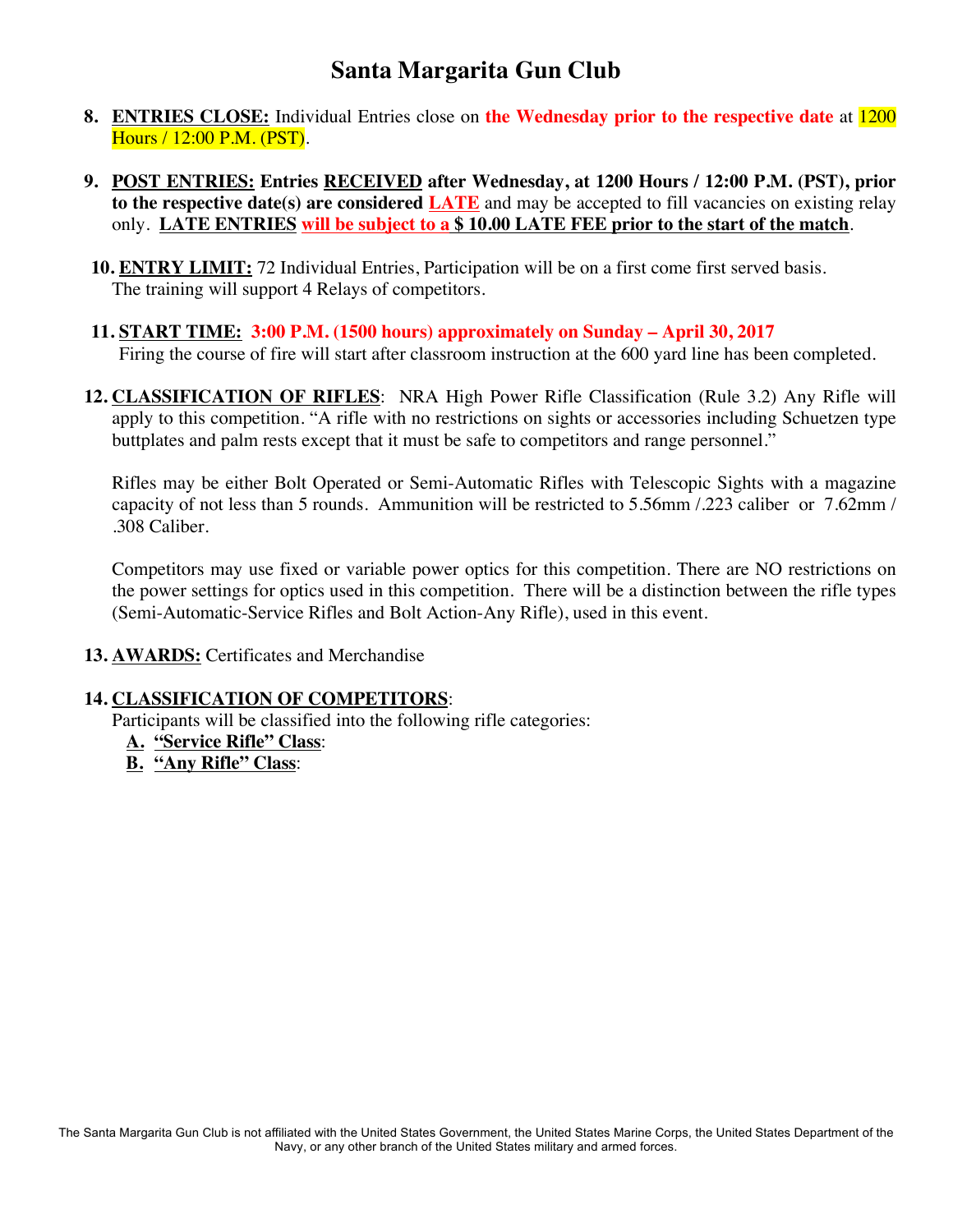# Santa Margarita Gun Club

8. **ENTRIES CLOSE:** Individual Entries close on **the Wednesday prior to the respective date** at 1200 Hours / 12:00 P.M. (PST).

9. **POST ENTRIES: Entries RECEIVED after Wednesday, at 1200 Hours / 12:00 P.M. (PST), prior to the respective date(s) are considered LATE** and may be accepted to fill vacancies on existing relay only. **LATE ENTRIES will be subject to a $ 10.00 LATE FEE prior to the start of the match**.

10. **ENTRY LIMIT:** 72 Individual Entries, Participation will be on a first come first served basis. The training will support 4 Relays of competitors.

11. **START TIME: 3:00 P.M. (1500 hours) approximately on Sunday – April 30, 2017**
    Firing the course of fire will start after classroom instruction at the 600 yard line has been completed.

12. **CLASSIFICATION OF RIFLES**: NRA High Power Rifle Classification (Rule 3.2) Any Rifle will apply to this competition. "A rifle with no restrictions on sights or accessories including Schuetzen type buttplates and palm rests except that it must be safe to competitors and range personnel."

    Rifles may be either Bolt Operated or Semi-Automatic Rifles with Telescopic Sights with a magazine capacity of not less than 5 rounds. Ammunition will be restricted to 5.56mm /.223 caliber or 7.62mm / .308 Caliber.

    Competitors may use fixed or variable power optics for this competition. There are NO restrictions on the power settings for optics used in this competition. There will be a distinction between the rifle types (Semi-Automatic-Service Rifles and Bolt Action-Any Rifle), used in this event.

13. **AWARDS:** Certificates and Merchandise

14. **CLASSIFICATION OF COMPETITORS**:
    Participants will be classified into the following rifle categories:
    - **A. "Service Rifle" Class**:
    - **B. "Any Rifle" Class**:

The Santa Margarita Gun Club is not affiliated with the United States Government, the United States Marine Corps, the United States Department of the Navy, or any other branch of the United States military and armed forces.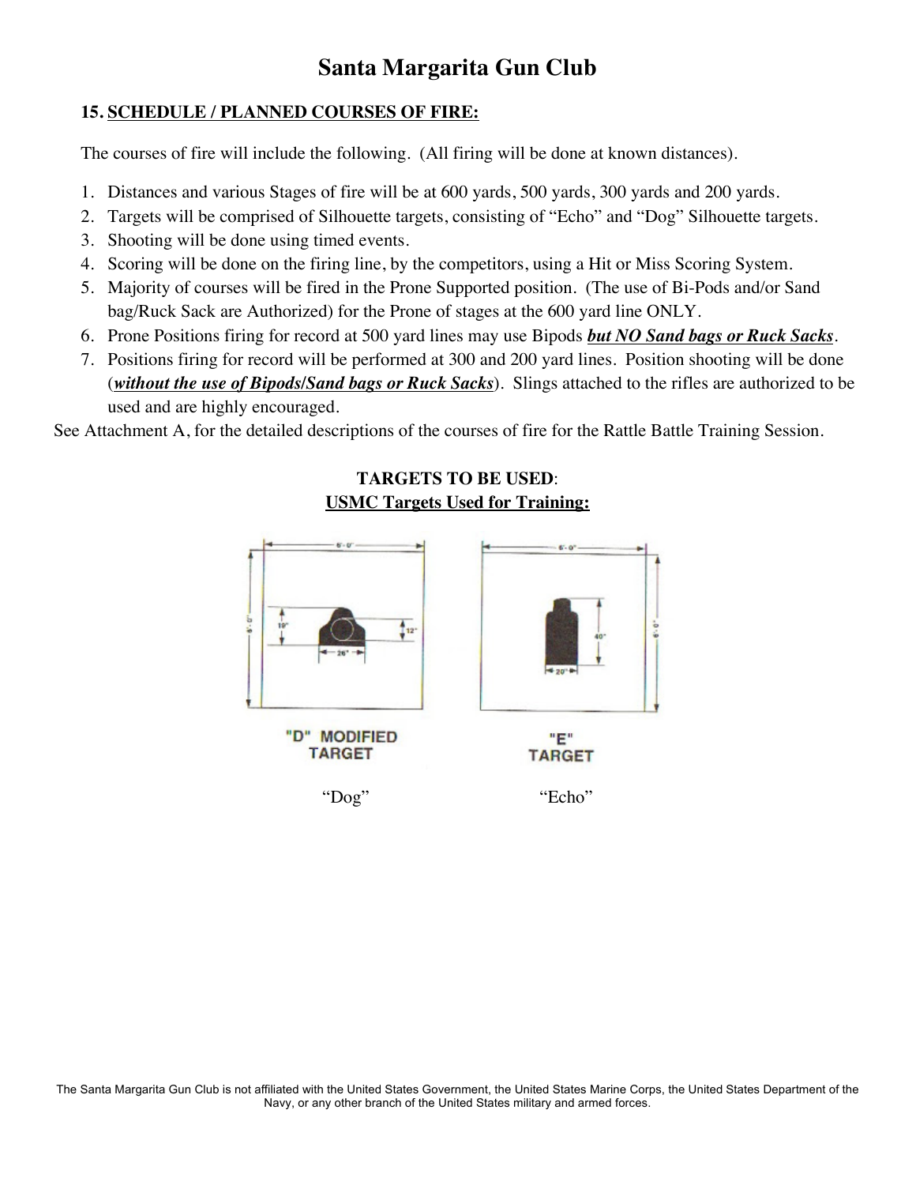# Santa Margarita Gun Club

## 15. SCHEDULE / PLANNED COURSES OF FIRE:

The courses of fire will include the following. (All firing will be done at known distances).

1. Distances and various Stages of fire will be at 600 yards, 500 yards, 300 yards and 200 yards.
2. Targets will be comprised of Silhouette targets, consisting of "Echo" and "Dog" Silhouette targets.
3. Shooting will be done using timed events.
4. Scoring will be done on the firing line, by the competitors, using a Hit or Miss Scoring System.
5. Majority of courses will be fired in the Prone Supported position. (The use of Bi-Pods and/or Sand bag/Ruck Sack are Authorized) for the Prone of stages at the 600 yard line ONLY.
6. Prone Positions firing for record at 500 yard lines may use Bipods ***but NO Sand bags or Ruck Sacks***.
7. Positions firing for record will be performed at 300 and 200 yard lines. Position shooting will be done (***without the use of Bipods/Sand bags or Ruck Sacks***). Slings attached to the rifles are authorized to be used and are highly encouraged.

See Attachment A, for the detailed descriptions of the courses of fire for the Rattle Battle Training Session.

**TARGETS TO BE USED**:

**USMC Targets Used for Training:**

"D" MODIFIED TARGET — "Dog"

"E" TARGET — "Echo"

The Santa Margarita Gun Club is not affiliated with the United States Government, the United States Marine Corps, the United States Department of the Navy, or any other branch of the United States military and armed forces.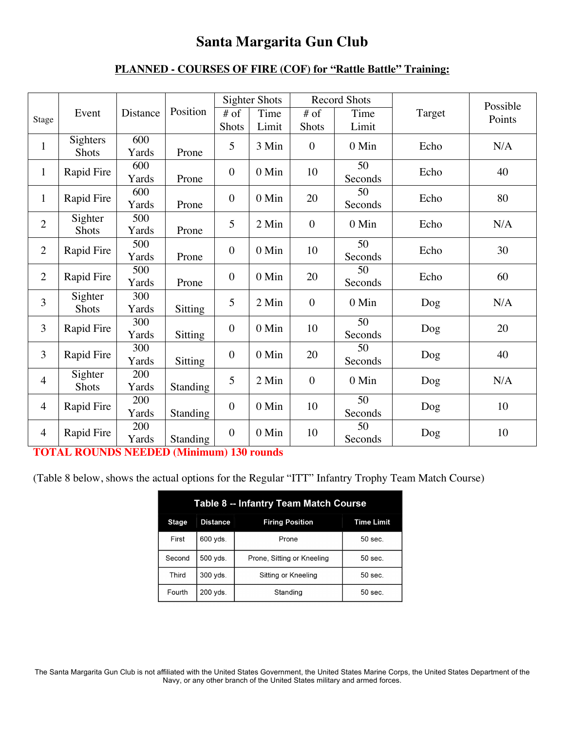# Santa Margarita Gun Club

## PLANNED - COURSES OF FIRE (COF) for "Rattle Battle" Training:

| Stage | Event | Distance | Position | Sighter Shots | | Record Shots | | Target | Possible Points |
|---|---|---|---|---|---|---|---|---|---|
| | | | | # of Shots | Time Limit | # of Shots | Time Limit | | |
| 1 | Sighters Shots | 600 Yards | Prone | 5 | 3 Min | 0 | 0 Min | Echo | N/A |
| 1 | Rapid Fire | 600 Yards | Prone | 0 | 0 Min | 10 | 50 Seconds | Echo | 40 |
| 1 | Rapid Fire | 600 Yards | Prone | 0 | 0 Min | 20 | 50 Seconds | Echo | 80 |
| 2 | Sighter Shots | 500 Yards | Prone | 5 | 2 Min | 0 | 0 Min | Echo | N/A |
| 2 | Rapid Fire | 500 Yards | Prone | 0 | 0 Min | 10 | 50 Seconds | Echo | 30 |
| 2 | Rapid Fire | 500 Yards | Prone | 0 | 0 Min | 20 | 50 Seconds | Echo | 60 |
| 3 | Sighter Shots | 300 Yards | Sitting | 5 | 2 Min | 0 | 0 Min | Dog | N/A |
| 3 | Rapid Fire | 300 Yards | Sitting | 0 | 0 Min | 10 | 50 Seconds | Dog | 20 |
| 3 | Rapid Fire | 300 Yards | Sitting | 0 | 0 Min | 20 | 50 Seconds | Dog | 40 |
| 4 | Sighter Shots | 200 Yards | Standing | 5 | 2 Min | 0 | 0 Min | Dog | N/A |
| 4 | Rapid Fire | 200 Yards | Standing | 0 | 0 Min | 10 | 50 Seconds | Dog | 10 |
| 4 | Rapid Fire | 200 Yards | Standing | 0 | 0 Min | 10 | 50 Seconds | Dog | 10 |

**TOTAL ROUNDS NEEDED (Minimum) 130 rounds**

(Table 8 below, shows the actual options for the Regular "ITT" Infantry Trophy Team Match Course)

**Table 8 -- Infantry Team Match Course**

| Stage | Distance | Firing Position | Time Limit |
|---|---|---|---|
| First | 600 yds. | Prone | 50 sec. |
| Second | 500 yds. | Prone, Sitting or Kneeling | 50 sec. |
| Third | 300 yds. | Sitting or Kneeling | 50 sec. |
| Fourth | 200 yds. | Standing | 50 sec. |

The Santa Margarita Gun Club is not affiliated with the United States Government, the United States Marine Corps, the United States Department of the Navy, or any other branch of the United States military and armed forces.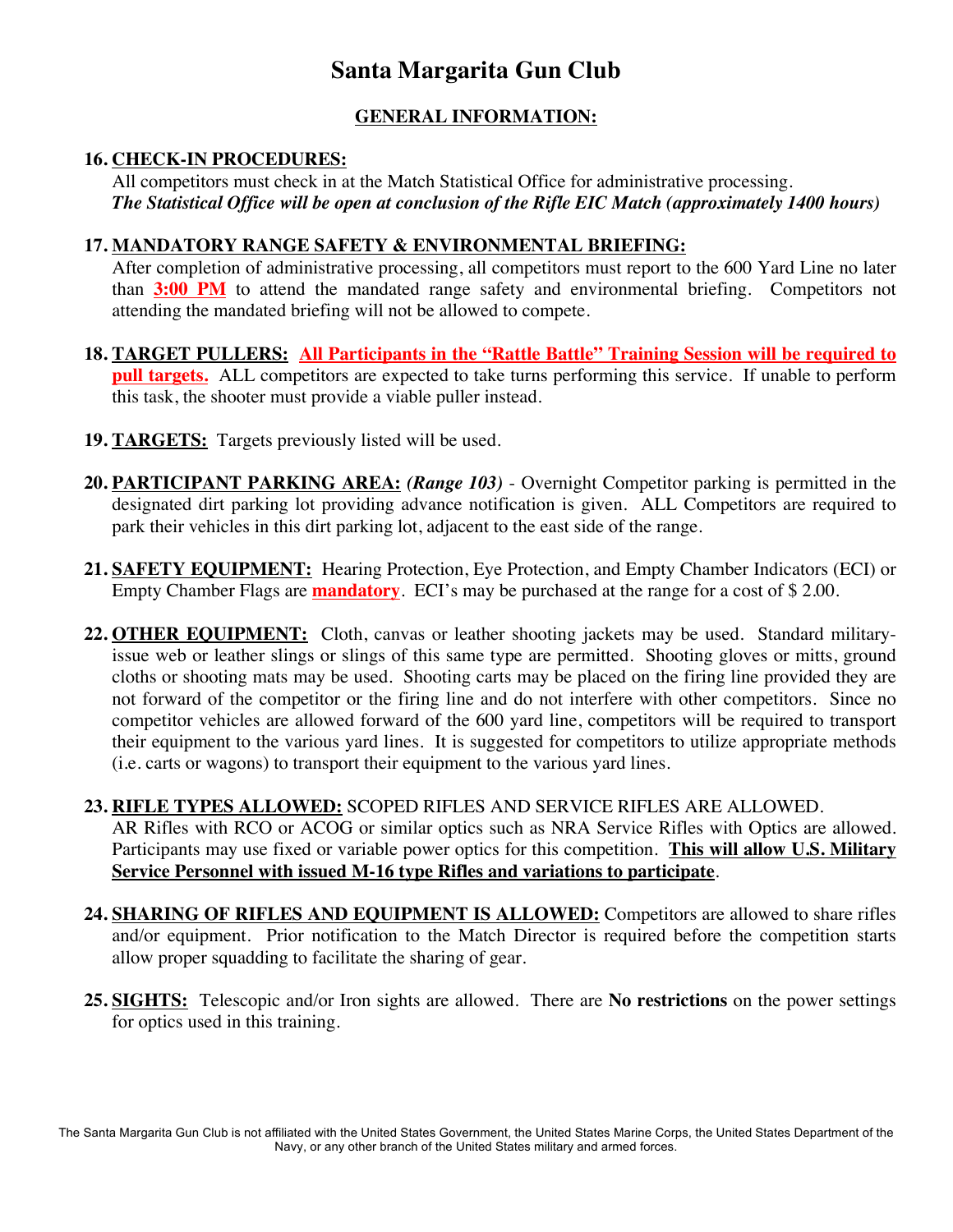# Santa Margarita Gun Club

## GENERAL INFORMATION:

16. **CHECK-IN PROCEDURES:**
    All competitors must check in at the Match Statistical Office for administrative processing.
    ***The Statistical Office will be open at conclusion of the Rifle EIC Match (approximately 1400 hours)***

17. **MANDATORY RANGE SAFETY & ENVIRONMENTAL BRIEFING:**
    After completion of administrative processing, all competitors must report to the 600 Yard Line no later than **3:00 PM** to attend the mandated range safety and environmental briefing. Competitors not attending the mandated briefing will not be allowed to compete.

18. **TARGET PULLERS:** **All Participants in the "Rattle Battle" Training Session will be required to pull targets.** ALL competitors are expected to take turns performing this service. If unable to perform this task, the shooter must provide a viable puller instead.

19. **TARGETS:** Targets previously listed will be used.

20. **PARTICIPANT PARKING AREA:** ***(Range 103)*** - Overnight Competitor parking is permitted in the designated dirt parking lot providing advance notification is given. ALL Competitors are required to park their vehicles in this dirt parking lot, adjacent to the east side of the range.

21. **SAFETY EQUIPMENT:** Hearing Protection, Eye Protection, and Empty Chamber Indicators (ECI) or Empty Chamber Flags are **mandatory**. ECI's may be purchased at the range for a cost of $ 2.00.

22. **OTHER EQUIPMENT:** Cloth, canvas or leather shooting jackets may be used. Standard military-issue web or leather slings or slings of this same type are permitted. Shooting gloves or mitts, ground cloths or shooting mats may be used. Shooting carts may be placed on the firing line provided they are not forward of the competitor or the firing line and do not interfere with other competitors. Since no competitor vehicles are allowed forward of the 600 yard line, competitors will be required to transport their equipment to the various yard lines. It is suggested for competitors to utilize appropriate methods (i.e. carts or wagons) to transport their equipment to the various yard lines.

23. **RIFLE TYPES ALLOWED:** SCOPED RIFLES AND SERVICE RIFLES ARE ALLOWED.
    AR Rifles with RCO or ACOG or similar optics such as NRA Service Rifles with Optics are allowed. Participants may use fixed or variable power optics for this competition. **This will allow U.S. Military Service Personnel with issued M-16 type Rifles and variations to participate**.

24. **SHARING OF RIFLES AND EQUIPMENT IS ALLOWED:** Competitors are allowed to share rifles and/or equipment. Prior notification to the Match Director is required before the competition starts allow proper squadding to facilitate the sharing of gear.

25. **SIGHTS:** Telescopic and/or Iron sights are allowed. There are **No restrictions** on the power settings for optics used in this training.

The Santa Margarita Gun Club is not affiliated with the United States Government, the United States Marine Corps, the United States Department of the Navy, or any other branch of the United States military and armed forces.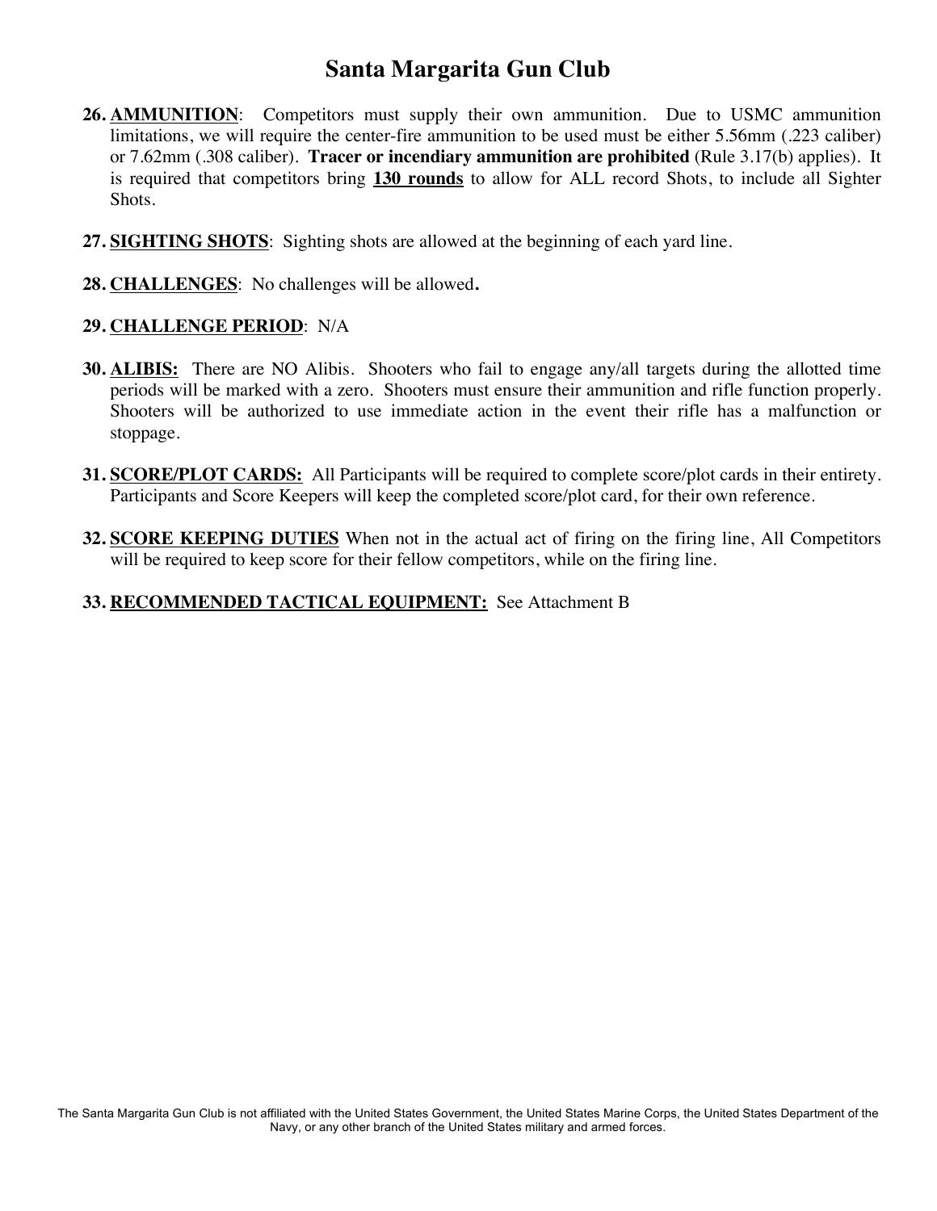# Santa Margarita Gun Club

26. **AMMUNITION**: Competitors must supply their own ammunition. Due to USMC ammunition limitations, we will require the center-fire ammunition to be used must be either 5.56mm (.223 caliber) or 7.62mm (.308 caliber). **Tracer or incendiary ammunition are prohibited** (Rule 3.17(b) applies). It is required that competitors bring **130 rounds** to allow for ALL record Shots, to include all Sighter Shots.

27. **SIGHTING SHOTS**: Sighting shots are allowed at the beginning of each yard line.

28. **CHALLENGES**: No challenges will be allowed**.**

29. **CHALLENGE PERIOD**: N/A

30. **ALIBIS:** There are NO Alibis. Shooters who fail to engage any/all targets during the allotted time periods will be marked with a zero. Shooters must ensure their ammunition and rifle function properly. Shooters will be authorized to use immediate action in the event their rifle has a malfunction or stoppage.

31. **SCORE/PLOT CARDS:** All Participants will be required to complete score/plot cards in their entirety. Participants and Score Keepers will keep the completed score/plot card, for their own reference.

32. **SCORE KEEPING DUTIES** When not in the actual act of firing on the firing line, All Competitors will be required to keep score for their fellow competitors, while on the firing line.

33. **RECOMMENDED TACTICAL EQUIPMENT:** See Attachment B

The Santa Margarita Gun Club is not affiliated with the United States Government, the United States Marine Corps, the United States Department of the Navy, or any other branch of the United States military and armed forces.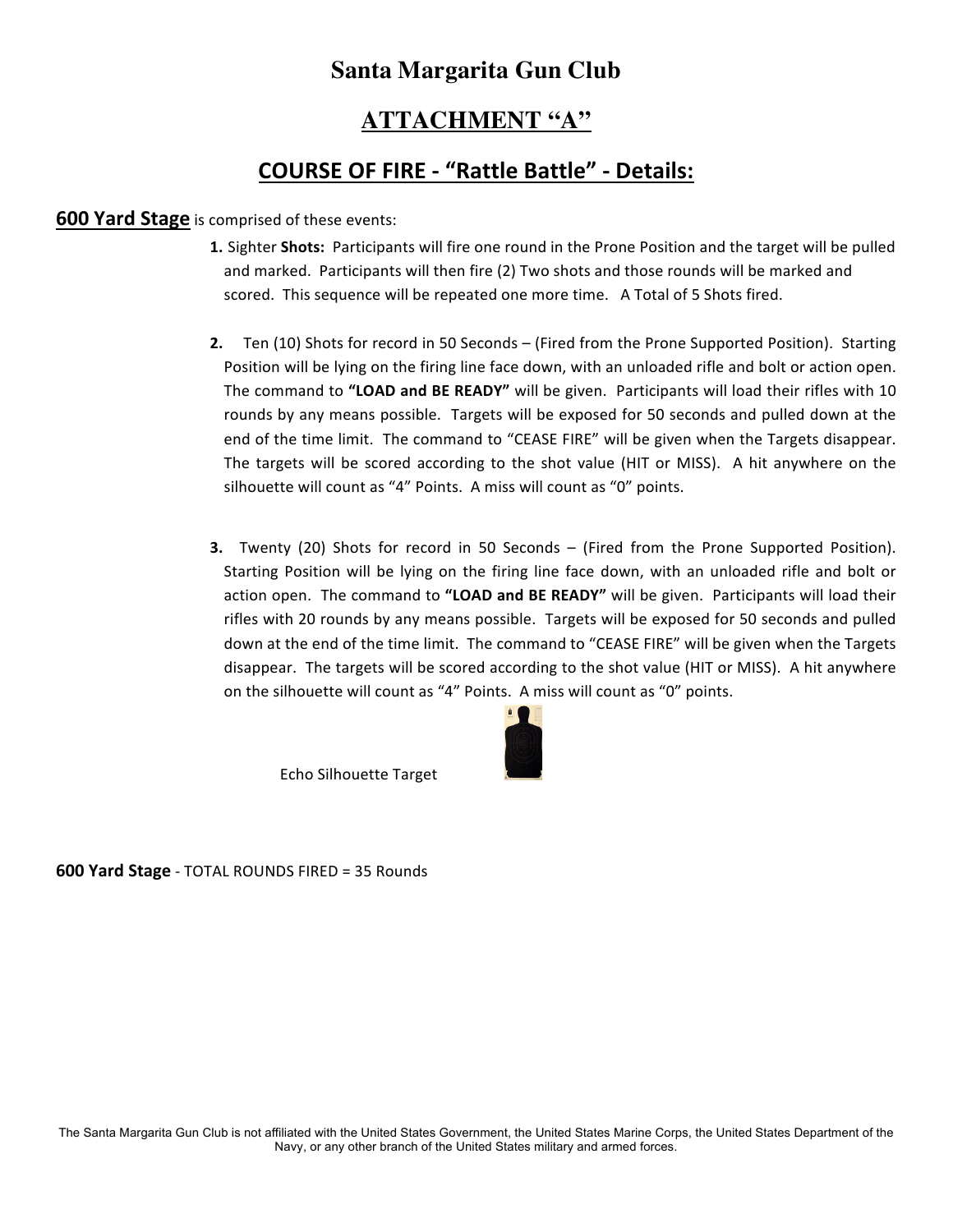# Santa Margarita Gun Club

## ATTACHMENT "A"

## COURSE OF FIRE - "Rattle Battle" - Details:

**600 Yard Stage** is comprised of these events:

1. Sighter **Shots:** Participants will fire one round in the Prone Position and the target will be pulled and marked. Participants will then fire (2) Two shots and those rounds will be marked and scored. This sequence will be repeated one more time. A Total of 5 Shots fired.

2. Ten (10) Shots for record in 50 Seconds – (Fired from the Prone Supported Position). Starting Position will be lying on the firing line face down, with an unloaded rifle and bolt or action open. The command to **"LOAD and BE READY"** will be given. Participants will load their rifles with 10 rounds by any means possible. Targets will be exposed for 50 seconds and pulled down at the end of the time limit. The command to "CEASE FIRE" will be given when the Targets disappear. The targets will be scored according to the shot value (HIT or MISS). A hit anywhere on the silhouette will count as "4" Points. A miss will count as "0" points.

3. Twenty (20) Shots for record in 50 Seconds – (Fired from the Prone Supported Position). Starting Position will be lying on the firing line face down, with an unloaded rifle and bolt or action open. The command to **"LOAD and BE READY"** will be given. Participants will load their rifles with 20 rounds by any means possible. Targets will be exposed for 50 seconds and pulled down at the end of the time limit. The command to "CEASE FIRE" will be given when the Targets disappear. The targets will be scored according to the shot value (HIT or MISS). A hit anywhere on the silhouette will count as "4" Points. A miss will count as "0" points.

Echo Silhouette Target

**600 Yard Stage** - TOTAL ROUNDS FIRED = 35 Rounds

The Santa Margarita Gun Club is not affiliated with the United States Government, the United States Marine Corps, the United States Department of the Navy, or any other branch of the United States military and armed forces.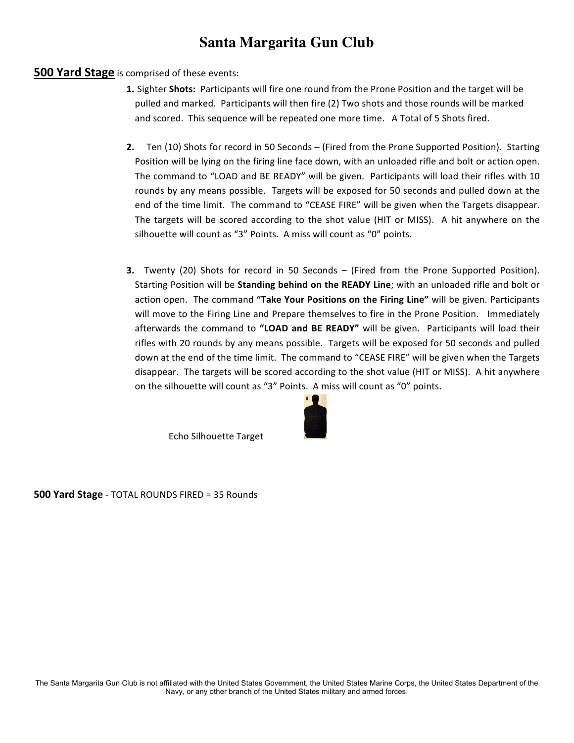# Santa Margarita Gun Club

**500 Yard Stage** is comprised of these events:

1. Sighter **Shots:** Participants will fire one round from the Prone Position and the target will be pulled and marked. Participants will then fire (2) Two shots and those rounds will be marked and scored. This sequence will be repeated one more time. A Total of 5 Shots fired.

2. Ten (10) Shots for record in 50 Seconds – (Fired from the Prone Supported Position). Starting Position will be lying on the firing line face down, with an unloaded rifle and bolt or action open. The command to "LOAD and BE READY" will be given. Participants will load their rifles with 10 rounds by any means possible. Targets will be exposed for 50 seconds and pulled down at the end of the time limit. The command to "CEASE FIRE" will be given when the Targets disappear. The targets will be scored according to the shot value (HIT or MISS). A hit anywhere on the silhouette will count as "3" Points. A miss will count as "0" points.

3. Twenty (20) Shots for record in 50 Seconds – (Fired from the Prone Supported Position). Starting Position will be **Standing behind on the READY Line**; with an unloaded rifle and bolt or action open. The command **"Take Your Positions on the Firing Line"** will be given. Participants will move to the Firing Line and Prepare themselves to fire in the Prone Position. Immediately afterwards the command to **"LOAD and BE READY"** will be given. Participants will load their rifles with 20 rounds by any means possible. Targets will be exposed for 50 seconds and pulled down at the end of the time limit. The command to "CEASE FIRE" will be given when the Targets disappear. The targets will be scored according to the shot value (HIT or MISS). A hit anywhere on the silhouette will count as "3" Points. A miss will count as "0" points.

Echo Silhouette Target

**500 Yard Stage** - TOTAL ROUNDS FIRED = 35 Rounds

The Santa Margarita Gun Club is not affiliated with the United States Government, the United States Marine Corps, the United States Department of the Navy, or any other branch of the United States military and armed forces.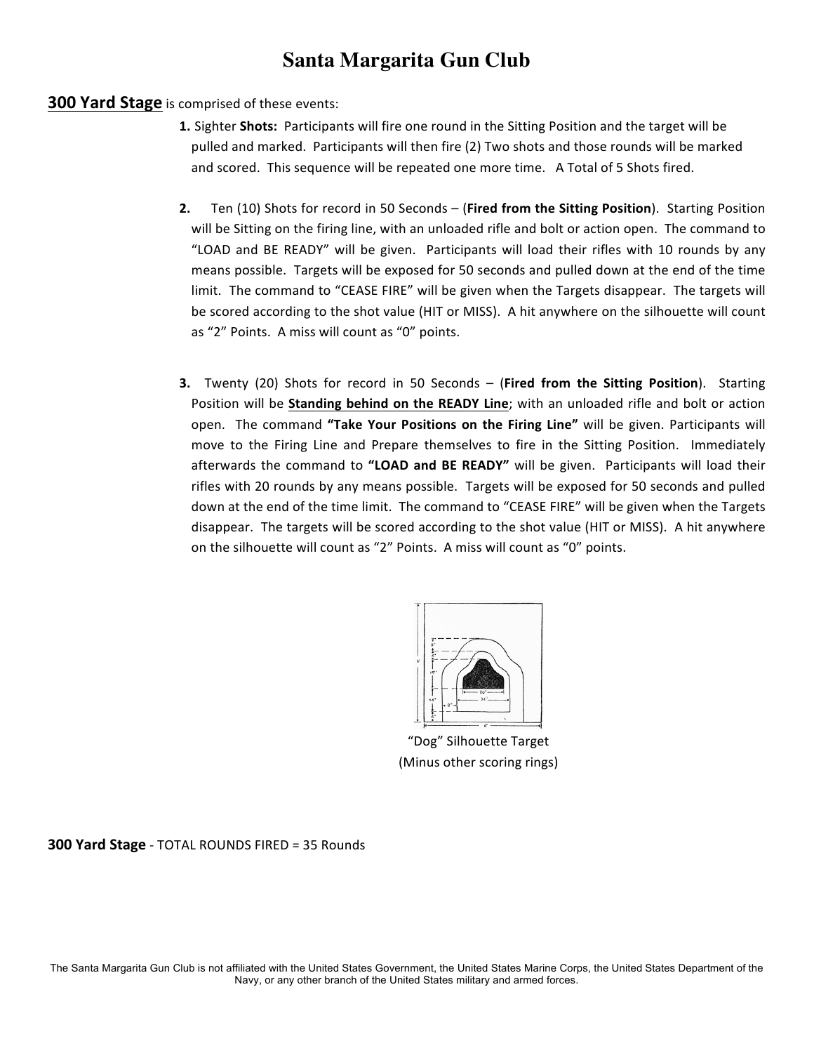# Santa Margarita Gun Club

**300 Yard Stage** is comprised of these events:

1. Sighter **Shots:** Participants will fire one round in the Sitting Position and the target will be pulled and marked. Participants will then fire (2) Two shots and those rounds will be marked and scored. This sequence will be repeated one more time. A Total of 5 Shots fired.

2. Ten (10) Shots for record in 50 Seconds – (**Fired from the Sitting Position**). Starting Position will be Sitting on the firing line, with an unloaded rifle and bolt or action open. The command to "LOAD and BE READY" will be given. Participants will load their rifles with 10 rounds by any means possible. Targets will be exposed for 50 seconds and pulled down at the end of the time limit. The command to "CEASE FIRE" will be given when the Targets disappear. The targets will be scored according to the shot value (HIT or MISS). A hit anywhere on the silhouette will count as "2" Points. A miss will count as "0" points.

3. Twenty (20) Shots for record in 50 Seconds – (**Fired from the Sitting Position**). Starting Position will be **Standing behind on the READY Line**; with an unloaded rifle and bolt or action open. The command **"Take Your Positions on the Firing Line"** will be given. Participants will move to the Firing Line and Prepare themselves to fire in the Sitting Position. Immediately afterwards the command to **"LOAD and BE READY"** will be given. Participants will load their rifles with 20 rounds by any means possible. Targets will be exposed for 50 seconds and pulled down at the end of the time limit. The command to "CEASE FIRE" will be given when the Targets disappear. The targets will be scored according to the shot value (HIT or MISS). A hit anywhere on the silhouette will count as "2" Points. A miss will count as "0" points.

"Dog" Silhouette Target
(Minus other scoring rings)

**300 Yard Stage** - TOTAL ROUNDS FIRED = 35 Rounds

The Santa Margarita Gun Club is not affiliated with the United States Government, the United States Marine Corps, the United States Department of the Navy, or any other branch of the United States military and armed forces.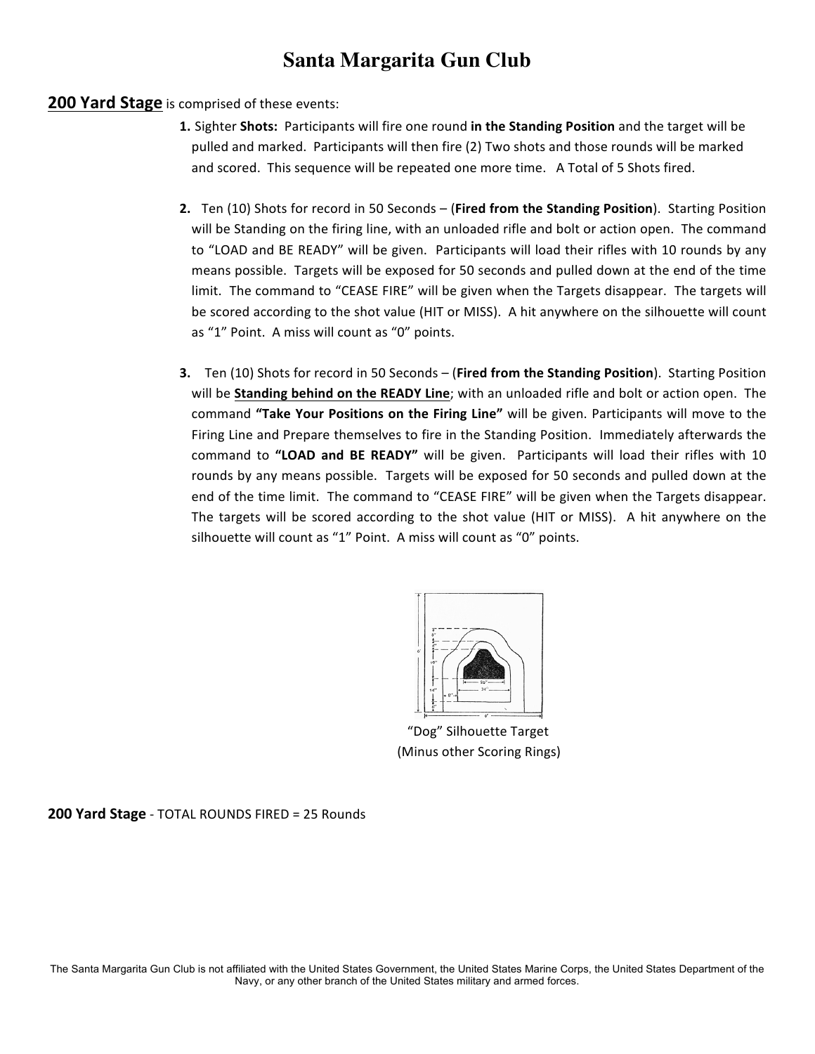# Santa Margarita Gun Club

**200 Yard Stage** is comprised of these events:

1. Sighter **Shots:** Participants will fire one round **in the Standing Position** and the target will be pulled and marked. Participants will then fire (2) Two shots and those rounds will be marked and scored. This sequence will be repeated one more time. A Total of 5 Shots fired.

2. Ten (10) Shots for record in 50 Seconds – (**Fired from the Standing Position**). Starting Position will be Standing on the firing line, with an unloaded rifle and bolt or action open. The command to "LOAD and BE READY" will be given. Participants will load their rifles with 10 rounds by any means possible. Targets will be exposed for 50 seconds and pulled down at the end of the time limit. The command to "CEASE FIRE" will be given when the Targets disappear. The targets will be scored according to the shot value (HIT or MISS). A hit anywhere on the silhouette will count as "1" Point. A miss will count as "0" points.

3. Ten (10) Shots for record in 50 Seconds – (**Fired from the Standing Position**). Starting Position will be **Standing behind on the READY Line**; with an unloaded rifle and bolt or action open. The command **"Take Your Positions on the Firing Line"** will be given. Participants will move to the Firing Line and Prepare themselves to fire in the Standing Position. Immediately afterwards the command to **"LOAD and BE READY"** will be given. Participants will load their rifles with 10 rounds by any means possible. Targets will be exposed for 50 seconds and pulled down at the end of the time limit. The command to "CEASE FIRE" will be given when the Targets disappear. The targets will be scored according to the shot value (HIT or MISS). A hit anywhere on the silhouette will count as "1" Point. A miss will count as "0" points.

"Dog" Silhouette Target
(Minus other Scoring Rings)

**200 Yard Stage** - TOTAL ROUNDS FIRED = 25 Rounds

The Santa Margarita Gun Club is not affiliated with the United States Government, the United States Marine Corps, the United States Department of the Navy, or any other branch of the United States military and armed forces.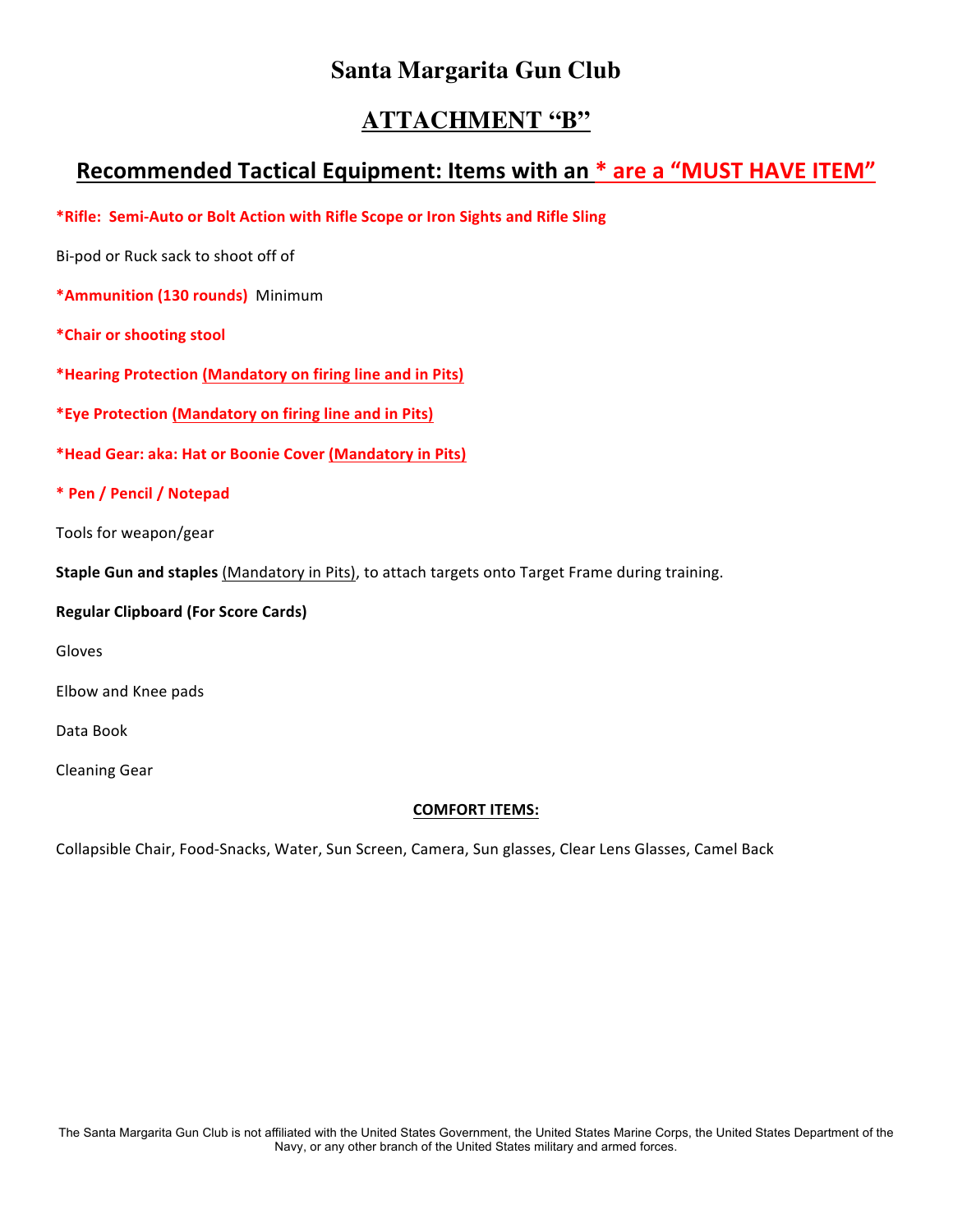# Santa Margarita Gun Club

## ATTACHMENT "B"

## Recommended Tactical Equipment: Items with an * are a "MUST HAVE ITEM"

**\*Rifle: Semi-Auto or Bolt Action with Rifle Scope or Iron Sights and Rifle Sling**

Bi-pod or Ruck sack to shoot off of

**\*Ammunition (130 rounds)** Minimum

**\*Chair or shooting stool**

**\*Hearing Protection (Mandatory on firing line and in Pits)**

**\*Eye Protection (Mandatory on firing line and in Pits)**

**\*Head Gear: aka: Hat or Boonie Cover (Mandatory in Pits)**

**\* Pen / Pencil / Notepad**

Tools for weapon/gear

**Staple Gun and staples** (Mandatory in Pits), to attach targets onto Target Frame during training.

**Regular Clipboard (For Score Cards)**

Gloves

Elbow and Knee pads

Data Book

Cleaning Gear

**COMFORT ITEMS:**

Collapsible Chair, Food-Snacks, Water, Sun Screen, Camera, Sun glasses, Clear Lens Glasses, Camel Back

The Santa Margarita Gun Club is not affiliated with the United States Government, the United States Marine Corps, the United States Department of the Navy, or any other branch of the United States military and armed forces.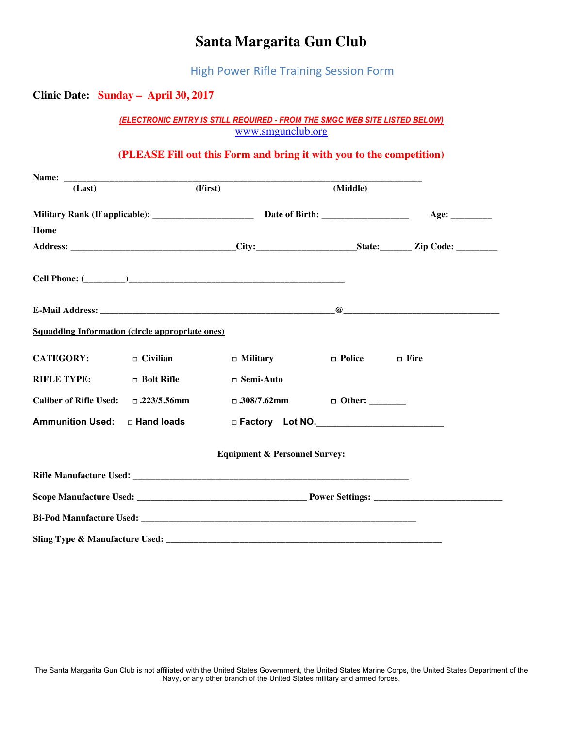# Santa Margarita Gun Club

## High Power Rifle Training Session Form

**Clinic Date: Sunday – April 30, 2017**

***(ELECTRONIC ENTRY IS STILL REQUIRED - FROM THE SMGC WEB SITE LISTED BELOW)***
www.smgunclub.org

**(PLEASE Fill out this Form and bring it with you to the competition)**

**Name:** ______________________________________________________________________________
**(Last)** **(First)** **(Middle)**

**Military Rank (If applicable):** ______________________ **Date of Birth:** ___________________ **Age:** _________

**Home Address:** ____________________________________**City:**_____________________**State:**_______ **Zip Code:** _________

**Cell Phone:** (_________)_________________________________________________

**E-Mail Address:** ____________________________________________________@__________________________________

**Squadding Information (circle appropriate ones)**

**CATEGORY:** ◻ **Civilian** ◻ **Military** ◻ **Police** ◻ **Fire**

**RIFLE TYPE:** ◻ **Bolt Rifle** ◻ **Semi-Auto**

**Caliber of Rifle Used:** ◻ **.223/5.56mm** ◻ **.308/7.62mm** ◻ **Other:** ________

**Ammunition Used:** ◻ **Hand loads** ◻ **Factory** **Lot NO.**__________________________

**Equipment & Personnel Survey:**

**Rifle Manufacture Used:** ____________________________________________________________

**Scope Manufacture Used:** _____________________________________ **Power Settings:** ____________________________

**Bi-Pod Manufacture Used:** ____________________________________________________________

**Sling Type & Manufacture Used:** ____________________________________________________________

The Santa Margarita Gun Club is not affiliated with the United States Government, the United States Marine Corps, the United States Department of the Navy, or any other branch of the United States military and armed forces.